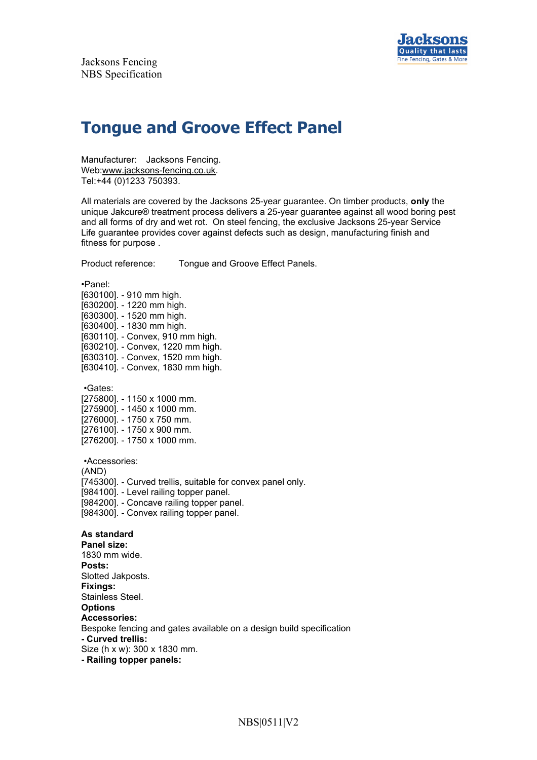Jacksons Fencing
NBS Specification

# Tongue and Groove Effect Panel

Manufacturer: Jacksons Fencing.
Web:www.jacksons-fencing.co.uk.
Tel:+44 (0)1233 750393.

All materials are covered by the Jacksons 25-year guarantee. On timber products, **only** the unique Jakcure® treatment process delivers a 25-year guarantee against all wood boring pest and all forms of dry and wet rot. On steel fencing, the exclusive Jacksons 25-year Service Life guarantee provides cover against defects such as design, manufacturing finish and fitness for purpose .

Product reference: Tongue and Groove Effect Panels.

•Panel:
[630100]. - 910 mm high.
[630200]. - 1220 mm high.
[630300]. - 1520 mm high.
[630400]. - 1830 mm high.
[630110]. - Convex, 910 mm high.
[630210]. - Convex, 1220 mm high.
[630310]. - Convex, 1520 mm high.
[630410]. - Convex, 1830 mm high.

•Gates:
[275800]. - 1150 x 1000 mm.
[275900]. - 1450 x 1000 mm.
[276000]. - 1750 x 750 mm.
[276100]. - 1750 x 900 mm.
[276200]. - 1750 x 1000 mm.

•Accessories:
(AND)
[745300]. - Curved trellis, suitable for convex panel only.
[984100]. - Level railing topper panel.
[984200]. - Concave railing topper panel.
[984300]. - Convex railing topper panel.

**As standard**
**Panel size:**
1830 mm wide.
**Posts:**
Slotted Jakposts.
**Fixings:**
Stainless Steel.
**Options**
**Accessories:**
Bespoke fencing and gates available on a design build specification
**- Curved trellis:**
Size (h x w): 300 x 1830 mm.
**- Railing topper panels:**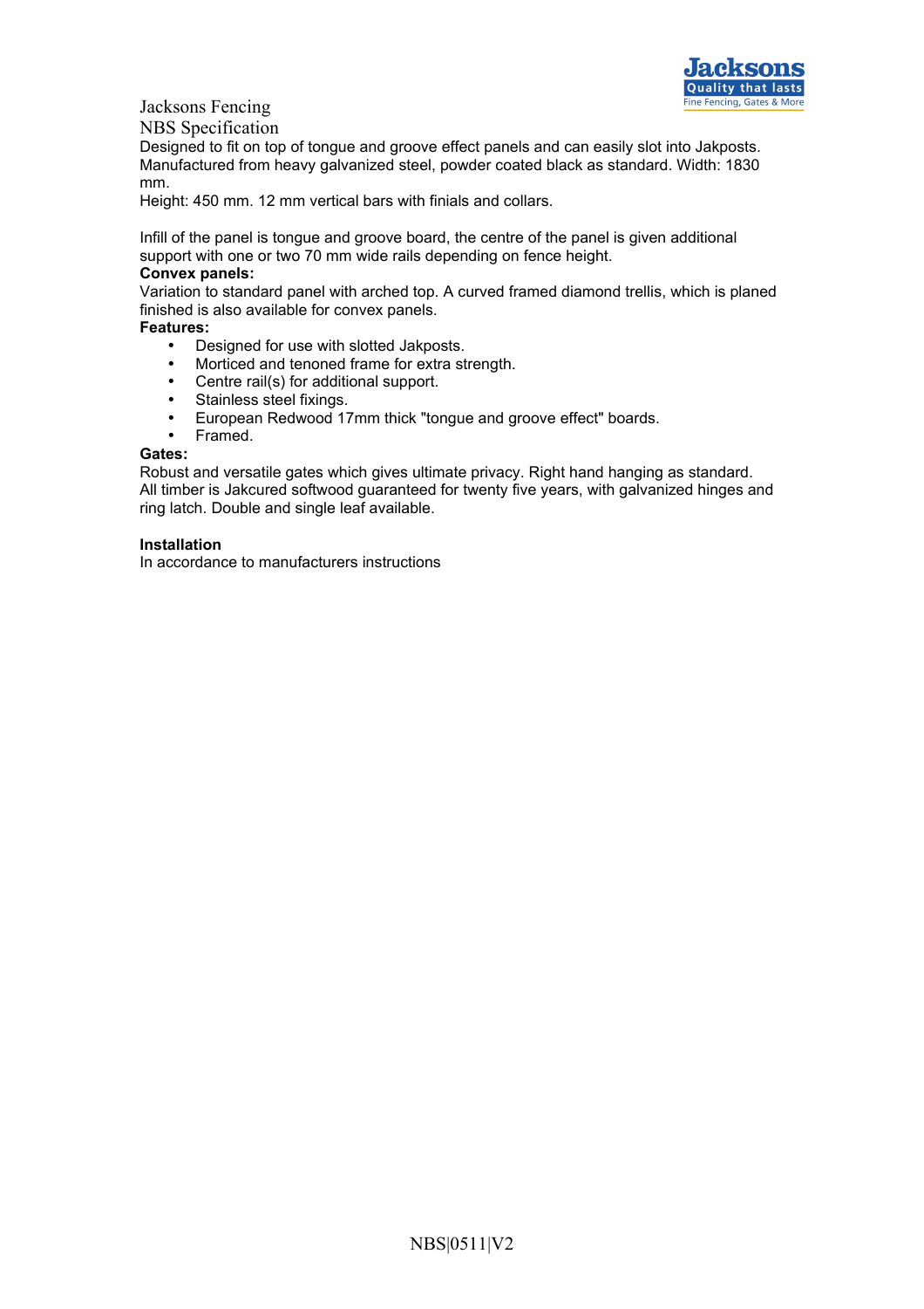Jacksons Fencing

NBS Specification

Designed to fit on top of tongue and groove effect panels and can easily slot into Jakposts. Manufactured from heavy galvanized steel, powder coated black as standard. Width: 1830 mm.

Height: 450 mm. 12 mm vertical bars with finials and collars.

Infill of the panel is tongue and groove board, the centre of the panel is given additional support with one or two 70 mm wide rails depending on fence height.

**Convex panels:**

Variation to standard panel with arched top. A curved framed diamond trellis, which is planed finished is also available for convex panels.

**Features:**

- Designed for use with slotted Jakposts.
- Morticed and tenoned frame for extra strength.
- Centre rail(s) for additional support.
- Stainless steel fixings.
- European Redwood 17mm thick "tongue and groove effect" boards.
- Framed.

**Gates:**

Robust and versatile gates which gives ultimate privacy. Right hand hanging as standard. All timber is Jakcured softwood guaranteed for twenty five years, with galvanized hinges and ring latch. Double and single leaf available.

**Installation**

In accordance to manufacturers instructions